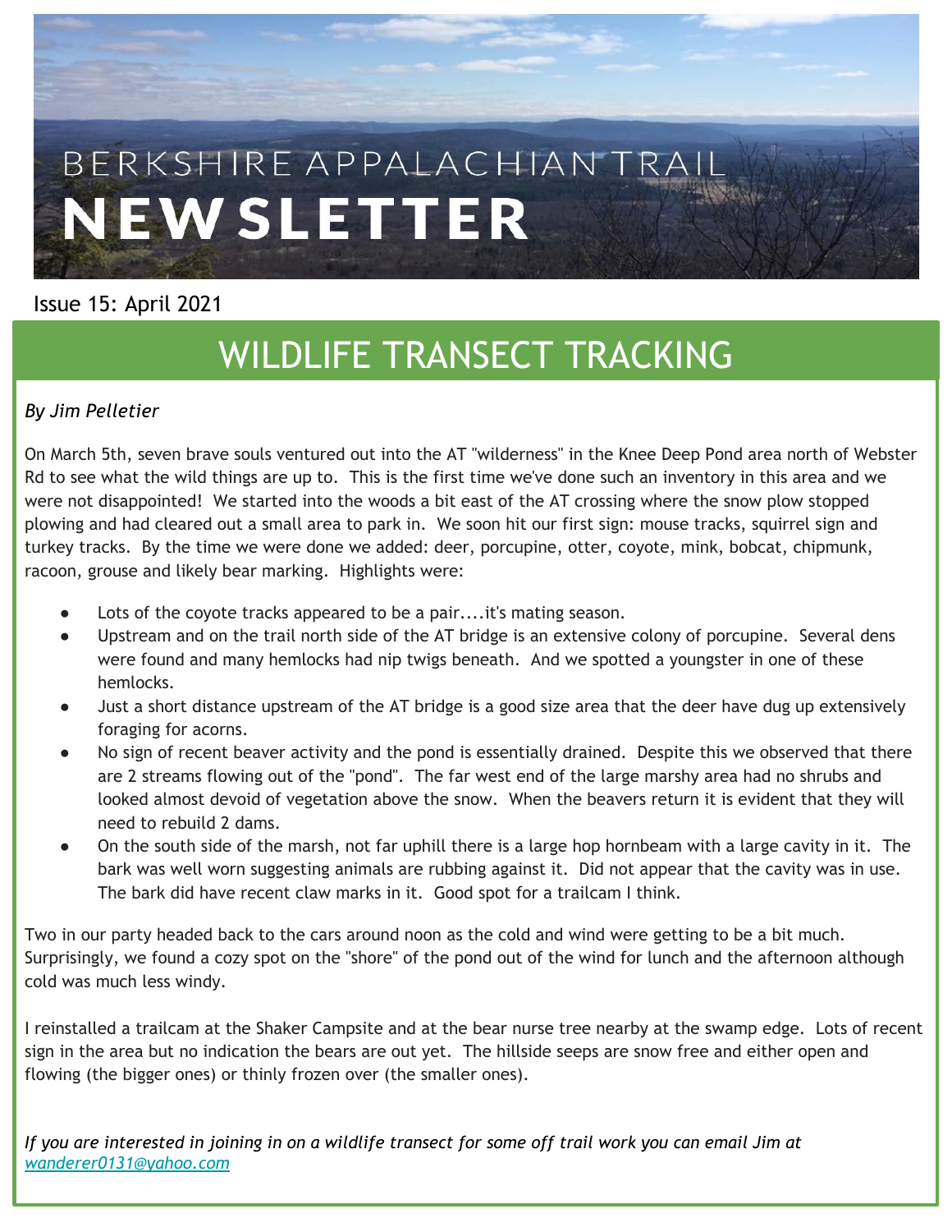# BERKSHIRE APPALACHIAN TRAIL NEWSLETTER

Issue 15: April 2021

## WILDLIFE TRANSECT TRACKING

*By Jim Pelletier*

On March 5th, seven brave souls ventured out into the AT "wilderness" in the Knee Deep Pond area north of Webster Rd to see what the wild things are up to. This is the first time we've done such an inventory in this area and we were not disappointed! We started into the woods a bit east of the AT crossing where the snow plow stopped plowing and had cleared out a small area to park in. We soon hit our first sign: mouse tracks, squirrel sign and turkey tracks. By the time we were done we added: deer, porcupine, otter, coyote, mink, bobcat, chipmunk, racoon, grouse and likely bear marking. Highlights were:

- Lots of the coyote tracks appeared to be a pair....it's mating season.
- Upstream and on the trail north side of the AT bridge is an extensive colony of porcupine. Several dens were found and many hemlocks had nip twigs beneath. And we spotted a youngster in one of these hemlocks.
- Just a short distance upstream of the AT bridge is a good size area that the deer have dug up extensively foraging for acorns.
- No sign of recent beaver activity and the pond is essentially drained. Despite this we observed that there are 2 streams flowing out of the "pond". The far west end of the large marshy area had no shrubs and looked almost devoid of vegetation above the snow. When the beavers return it is evident that they will need to rebuild 2 dams.
- On the south side of the marsh, not far uphill there is a large hop hornbeam with a large cavity in it. The bark was well worn suggesting animals are rubbing against it. Did not appear that the cavity was in use. The bark did have recent claw marks in it. Good spot for a trailcam I think.

Two in our party headed back to the cars around noon as the cold and wind were getting to be a bit much. Surprisingly, we found a cozy spot on the "shore" of the pond out of the wind for lunch and the afternoon although cold was much less windy.

I reinstalled a trailcam at the Shaker Campsite and at the bear nurse tree nearby at the swamp edge. Lots of recent sign in the area but no indication the bears are out yet. The hillside seeps are snow free and either open and flowing (the bigger ones) or thinly frozen over (the smaller ones).

*If you are interested in joining in on a wildlife transect for some off trail work you can email Jim at [wanderer0131@yahoo.com](mailto:wanderer0131@yahoo.com)*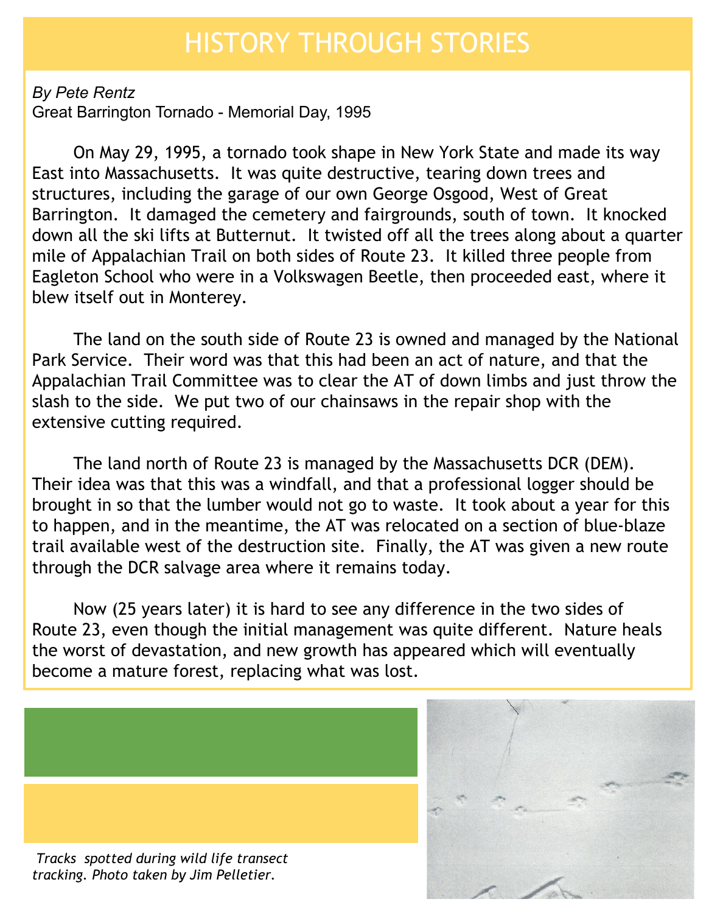# HISTORY THROUGH STORIES

*By Pete Rentz*

Great Barrington Tornado - Memorial Day, 1995

On May 29, 1995, a tornado took shape in New York State and made its way East into Massachusetts. It was quite destructive, tearing down trees and structures, including the garage of our own George Osgood, West of Great Barrington. It damaged the cemetery and fairgrounds, south of town. It knocked down all the ski lifts at Butternut. It twisted off all the trees along about a quarter mile of Appalachian Trail on both sides of Route 23. It killed three people from Eagleton School who were in a Volkswagen Beetle, then proceeded east, where it blew itself out in Monterey.

The land on the south side of Route 23 is owned and managed by the National Park Service. Their word was that this had been an act of nature, and that the Appalachian Trail Committee was to clear the AT of down limbs and just throw the slash to the side. We put two of our chainsaws in the repair shop with the extensive cutting required.

The land north of Route 23 is managed by the Massachusetts DCR (DEM). Their idea was that this was a windfall, and that a professional logger should be brought in so that the lumber would not go to waste. It took about a year for this to happen, and in the meantime, the AT was relocated on a section of blue-blaze trail available west of the destruction site. Finally, the AT was given a new route through the DCR salvage area where it remains today.

Now (25 years later) it is hard to see any difference in the two sides of Route 23, even though the initial management was quite different. Nature heals the worst of devastation, and new growth has appeared which will eventually become a mature forest, replacing what was lost.

*Tracks spotted during wild life transect tracking. Photo taken by Jim Pelletier.*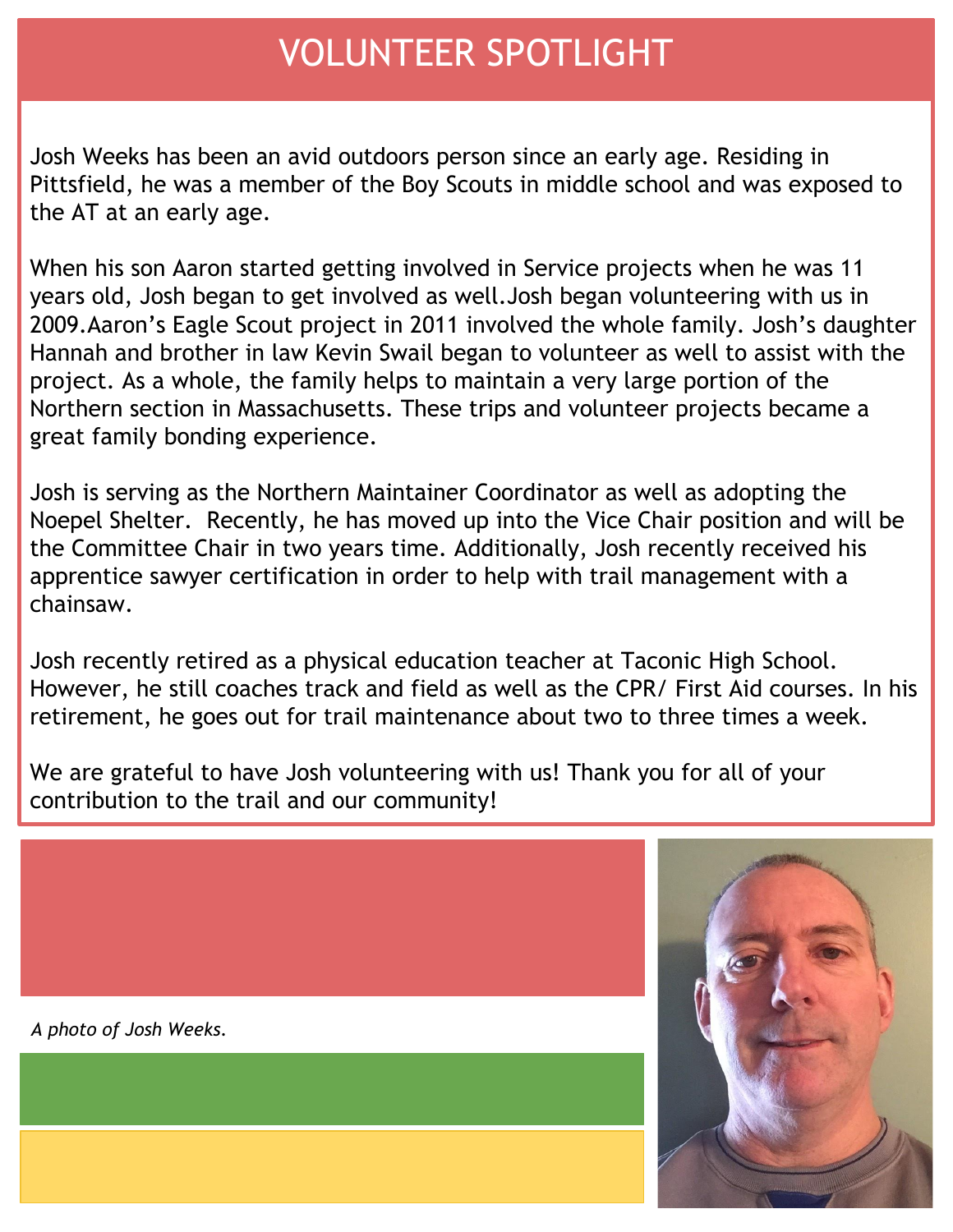# VOLUNTEER SPOTLIGHT

Josh Weeks has been an avid outdoors person since an early age. Residing in Pittsfield, he was a member of the Boy Scouts in middle school and was exposed to the AT at an early age.

When his son Aaron started getting involved in Service projects when he was 11 years old, Josh began to get involved as well.Josh began volunteering with us in 2009.Aaron's Eagle Scout project in 2011 involved the whole family. Josh's daughter Hannah and brother in law Kevin Swail began to volunteer as well to assist with the project. As a whole, the family helps to maintain a very large portion of the Northern section in Massachusetts. These trips and volunteer projects became a great family bonding experience.

Josh is serving as the Northern Maintainer Coordinator as well as adopting the Noepel Shelter. Recently, he has moved up into the Vice Chair position and will be the Committee Chair in two years time. Additionally, Josh recently received his apprentice sawyer certification in order to help with trail management with a chainsaw.

Josh recently retired as a physical education teacher at Taconic High School. However, he still coaches track and field as well as the CPR/ First Aid courses. In his retirement, he goes out for trail maintenance about two to three times a week.

We are grateful to have Josh volunteering with us! Thank you for all of your contribution to the trail and our community!

*A photo of Josh Weeks.*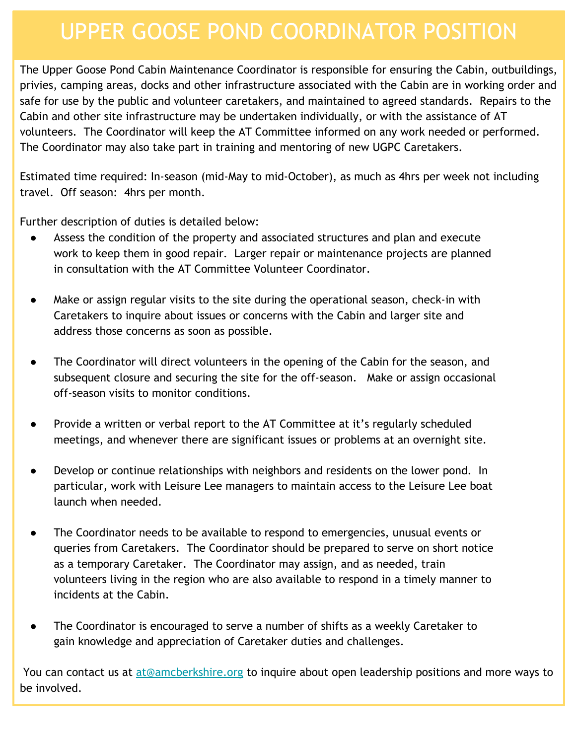# UPPER GOOSE POND COORDINATOR POSITION

The Upper Goose Pond Cabin Maintenance Coordinator is responsible for ensuring the Cabin, outbuildings, privies, camping areas, docks and other infrastructure associated with the Cabin are in working order and safe for use by the public and volunteer caretakers, and maintained to agreed standards. Repairs to the Cabin and other site infrastructure may be undertaken individually, or with the assistance of AT volunteers. The Coordinator will keep the AT Committee informed on any work needed or performed. The Coordinator may also take part in training and mentoring of new UGPC Caretakers.

Estimated time required: In-season (mid-May to mid-October), as much as 4hrs per week not including travel. Off season: 4hrs per month.

Further description of duties is detailed below:

- Assess the condition of the property and associated structures and plan and execute work to keep them in good repair. Larger repair or maintenance projects are planned in consultation with the AT Committee Volunteer Coordinator.

- Make or assign regular visits to the site during the operational season, check-in with Caretakers to inquire about issues or concerns with the Cabin and larger site and address those concerns as soon as possible.

- The Coordinator will direct volunteers in the opening of the Cabin for the season, and subsequent closure and securing the site for the off-season. Make or assign occasional off-season visits to monitor conditions.

- Provide a written or verbal report to the AT Committee at it's regularly scheduled meetings, and whenever there are significant issues or problems at an overnight site.

- Develop or continue relationships with neighbors and residents on the lower pond. In particular, work with Leisure Lee managers to maintain access to the Leisure Lee boat launch when needed.

- The Coordinator needs to be available to respond to emergencies, unusual events or queries from Caretakers. The Coordinator should be prepared to serve on short notice as a temporary Caretaker. The Coordinator may assign, and as needed, train volunteers living in the region who are also available to respond in a timely manner to incidents at the Cabin.

- The Coordinator is encouraged to serve a number of shifts as a weekly Caretaker to gain knowledge and appreciation of Caretaker duties and challenges.

You can contact us at [at@amcberkshire.org](mailto:at@amcberkshire.org) to inquire about open leadership positions and more ways to be involved.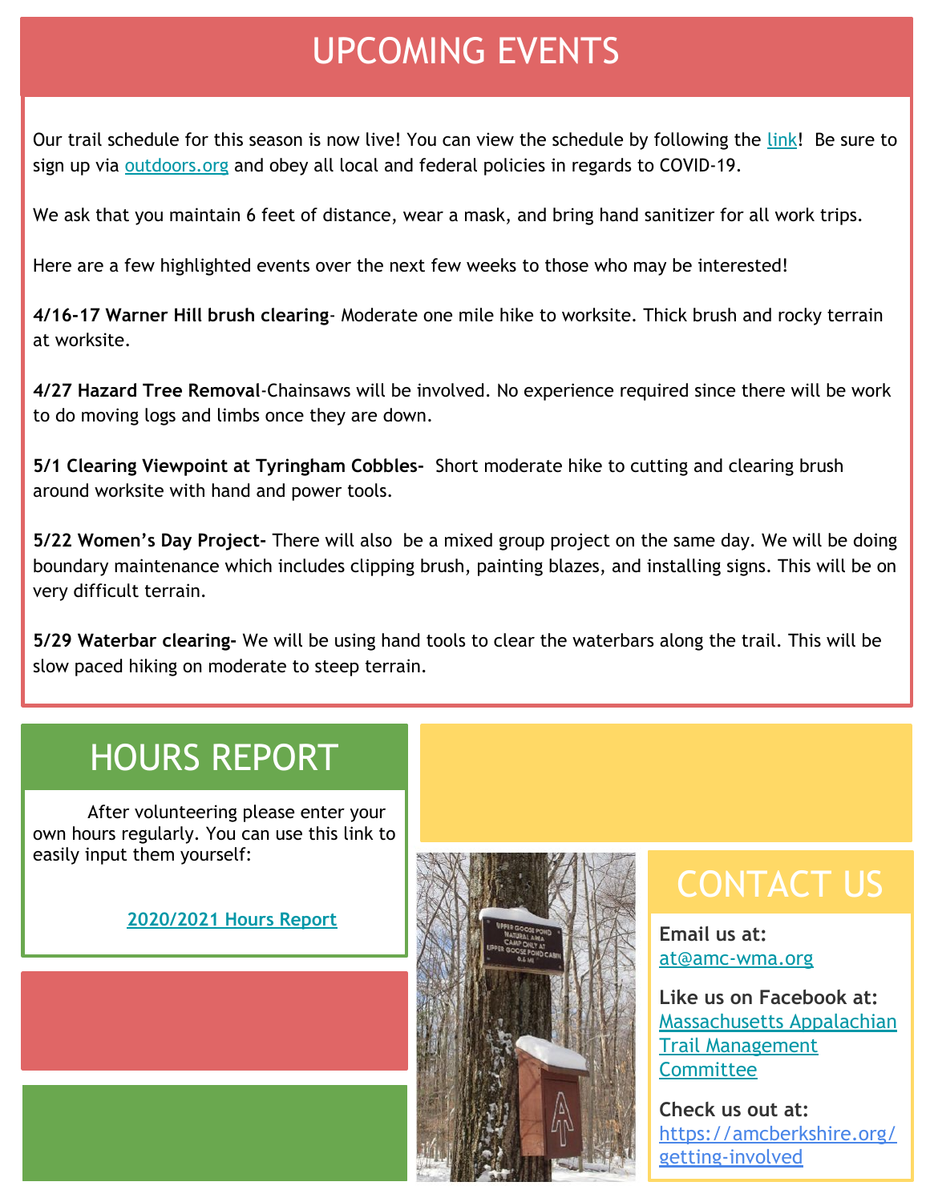# UPCOMING EVENTS

Our trail schedule for this season is now live! You can view the schedule by following the link! Be sure to sign up via outdoors.org and obey all local and federal policies in regards to COVID-19.

We ask that you maintain 6 feet of distance, wear a mask, and bring hand sanitizer for all work trips.

Here are a few highlighted events over the next few weeks to those who may be interested!

**4/16-17 Warner Hill brush clearing**- Moderate one mile hike to worksite. Thick brush and rocky terrain at worksite.

**4/27 Hazard Tree Removal**-Chainsaws will be involved. No experience required since there will be work to do moving logs and limbs once they are down.

**5/1 Clearing Viewpoint at Tyringham Cobbles-** Short moderate hike to cutting and clearing brush around worksite with hand and power tools.

**5/22 Women's Day Project-** There will also be a mixed group project on the same day. We will be doing boundary maintenance which includes clipping brush, painting blazes, and installing signs. This will be on very difficult terrain.

**5/29 Waterbar clearing-** We will be using hand tools to clear the waterbars along the trail. This will be slow paced hiking on moderate to steep terrain.

# HOURS REPORT

After volunteering please enter your own hours regularly. You can use this link to easily input them yourself:

**2020/2021 Hours Report**

# CONTACT US

**Email us at:**
at@amc-wma.org

**Like us on Facebook at:**
Massachusetts Appalachian Trail Management Committee

**Check us out at:**
https://amcberkshire.org/getting-involved